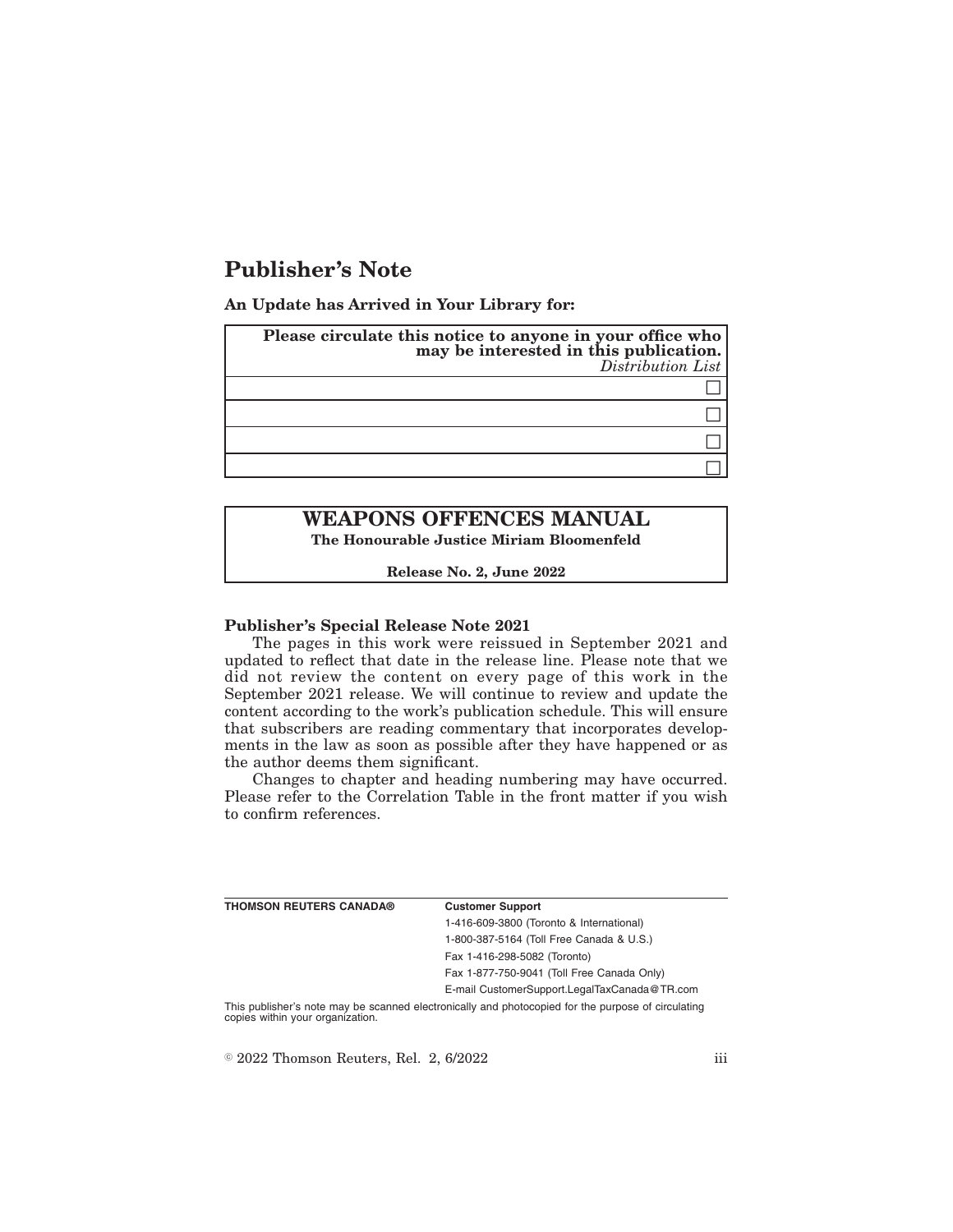# Publisher's Note

**An Update has Arrived in Your Library for:**

| **Please circulate this notice to anyone in your office who may be interested in this publication.** *Distribution List* |
| --- |
| ☐ |
| ☐ |
| ☐ |
| ☐ |

## WEAPONS OFFENCES MANUAL

**The Honourable Justice Miriam Bloomenfeld**

**Release No. 2, June 2022**

**Publisher's Special Release Note 2021**

The pages in this work were reissued in September 2021 and updated to reflect that date in the release line. Please note that we did not review the content on every page of this work in the September 2021 release. We will continue to review and update the content according to the work's publication schedule. This will ensure that subscribers are reading commentary that incorporates developments in the law as soon as possible after they have happened or as the author deems them significant.

Changes to chapter and heading numbering may have occurred. Please refer to the Correlation Table in the front matter if you wish to confirm references.

---

**THOMSON REUTERS CANADA®**

**Customer Support**

1-416-609-3800 (Toronto & International)

1-800-387-5164 (Toll Free Canada & U.S.)

Fax 1-416-298-5082 (Toronto)

Fax 1-877-750-9041 (Toll Free Canada Only)

E-mail CustomerSupport.LegalTaxCanada@TR.com

This publisher's note may be scanned electronically and photocopied for the purpose of circulating copies within your organization.

© 2022 Thomson Reuters, Rel. 2, 6/2022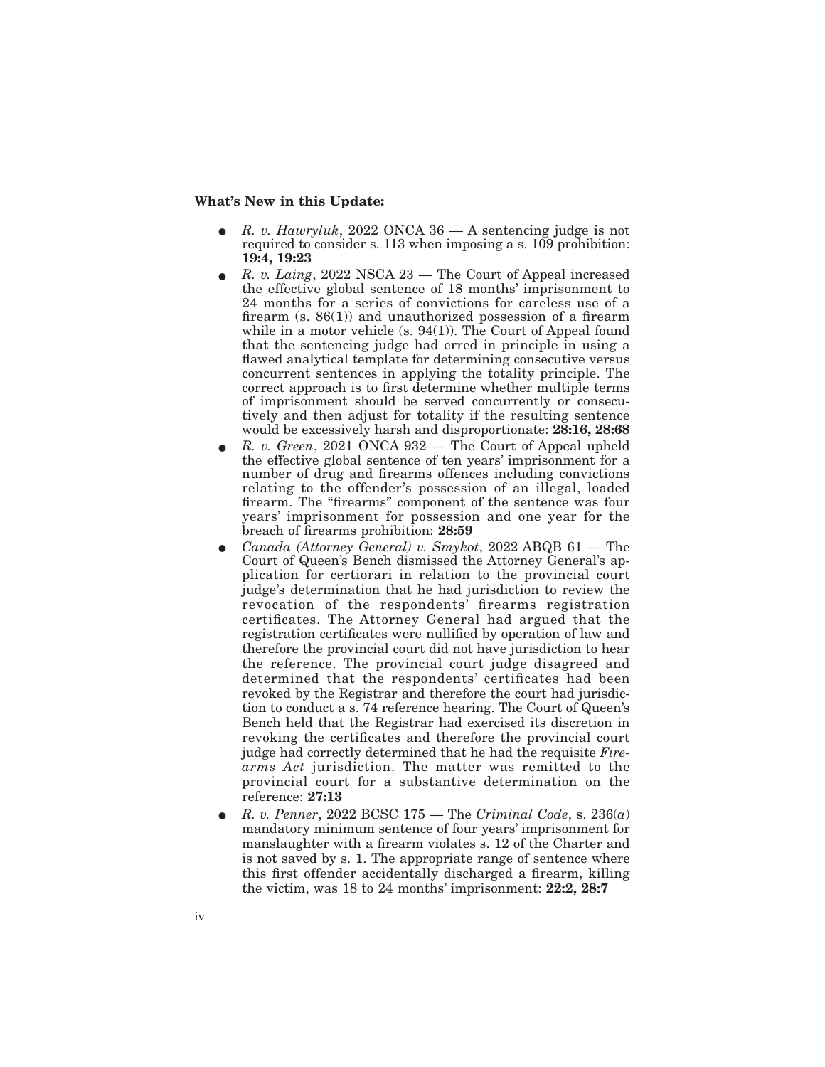**What's New in this Update:**

- *R. v. Hawryluk*, 2022 ONCA 36 — A sentencing judge is not required to consider s. 113 when imposing a s. 109 prohibition: **19:4, 19:23**
- *R. v. Laing*, 2022 NSCA 23 — The Court of Appeal increased the effective global sentence of 18 months' imprisonment to 24 months for a series of convictions for careless use of a firearm (s. 86(1)) and unauthorized possession of a firearm while in a motor vehicle (s. 94(1)). The Court of Appeal found that the sentencing judge had erred in principle in using a flawed analytical template for determining consecutive versus concurrent sentences in applying the totality principle. The correct approach is to first determine whether multiple terms of imprisonment should be served concurrently or consecutively and then adjust for totality if the resulting sentence would be excessively harsh and disproportionate: **28:16, 28:68**
- *R. v. Green*, 2021 ONCA 932 — The Court of Appeal upheld the effective global sentence of ten years' imprisonment for a number of drug and firearms offences including convictions relating to the offender's possession of an illegal, loaded firearm. The "firearms" component of the sentence was four years' imprisonment for possession and one year for the breach of firearms prohibition: **28:59**
- *Canada (Attorney General) v. Smykot*, 2022 ABQB 61 — The Court of Queen's Bench dismissed the Attorney General's application for certiorari in relation to the provincial court judge's determination that he had jurisdiction to review the revocation of the respondents' firearms registration certificates. The Attorney General had argued that the registration certificates were nullified by operation of law and therefore the provincial court did not have jurisdiction to hear the reference. The provincial court judge disagreed and determined that the respondents' certificates had been revoked by the Registrar and therefore the court had jurisdiction to conduct a s. 74 reference hearing. The Court of Queen's Bench held that the Registrar had exercised its discretion in revoking the certificates and therefore the provincial court judge had correctly determined that he had the requisite *Firearms Act* jurisdiction. The matter was remitted to the provincial court for a substantive determination on the reference: **27:13**
- *R. v. Penner*, 2022 BCSC 175 — The *Criminal Code*, s. 236(*a*) mandatory minimum sentence of four years' imprisonment for manslaughter with a firearm violates s. 12 of the Charter and is not saved by s. 1. The appropriate range of sentence where this first offender accidentally discharged a firearm, killing the victim, was 18 to 24 months' imprisonment: **22:2, 28:7**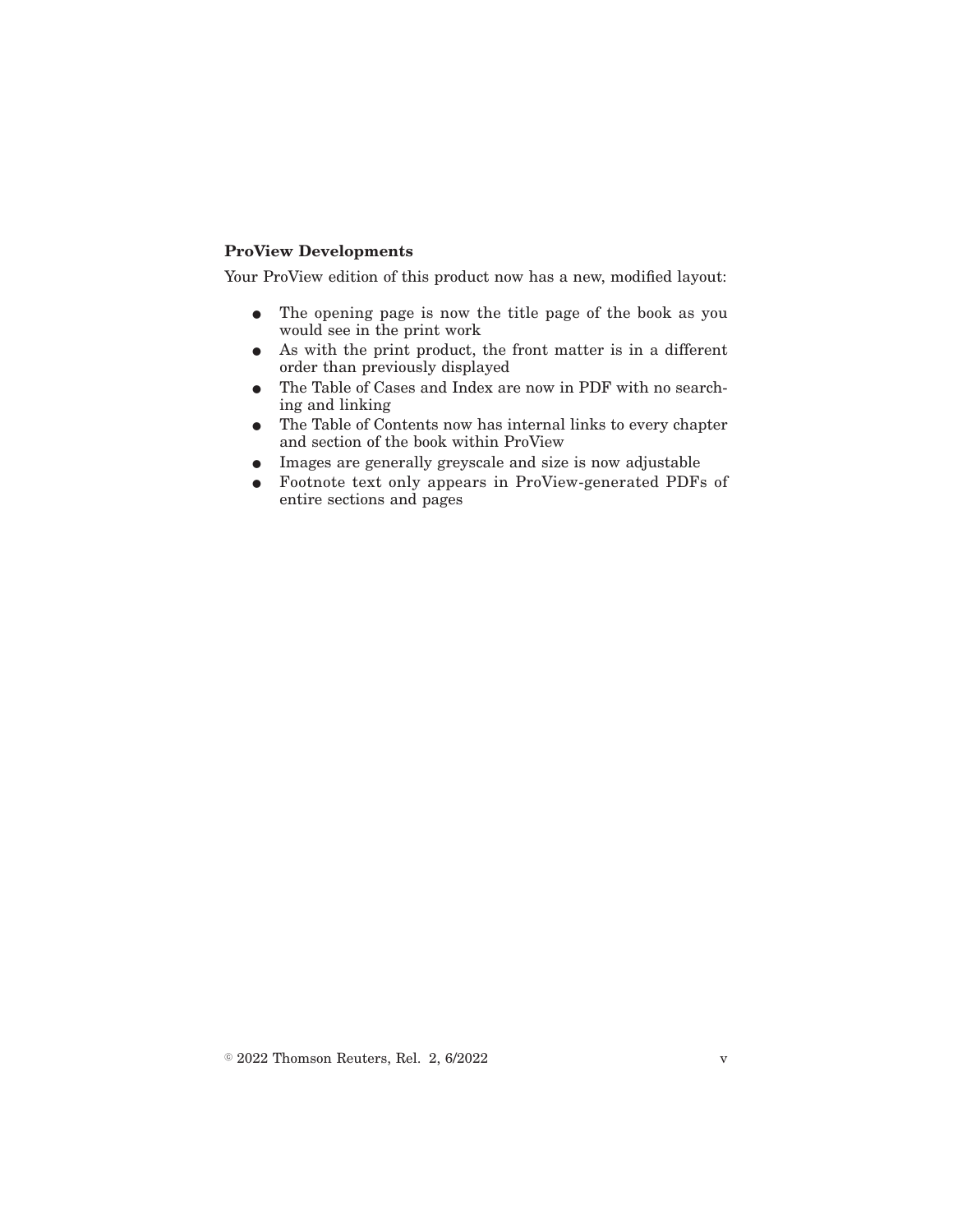**ProView Developments**

Your ProView edition of this product now has a new, modified layout:

- The opening page is now the title page of the book as you would see in the print work
- As with the print product, the front matter is in a different order than previously displayed
- The Table of Cases and Index are now in PDF with no searching and linking
- The Table of Contents now has internal links to every chapter and section of the book within ProView
- Images are generally greyscale and size is now adjustable
- Footnote text only appears in ProView-generated PDFs of entire sections and pages